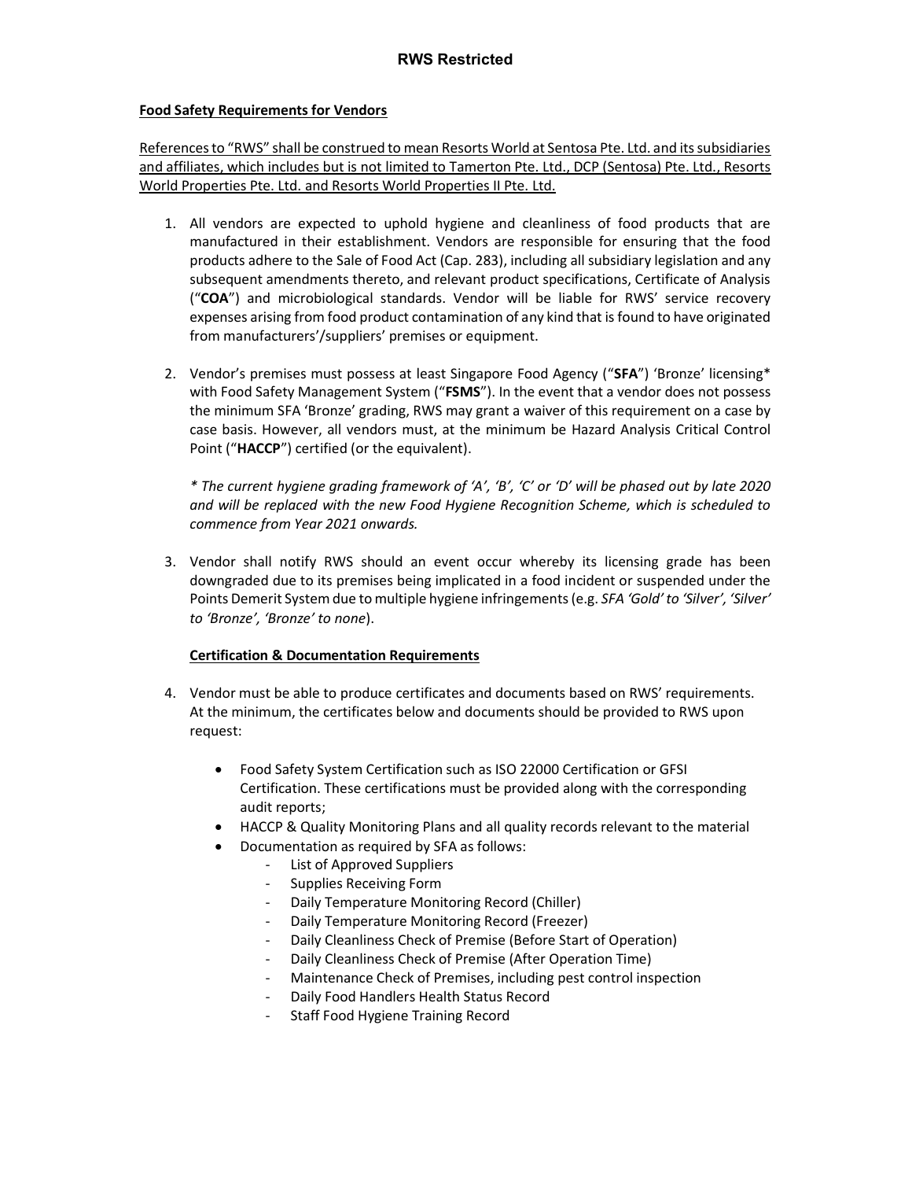**Food Safety Requirements for Vendors**

References to "RWS" shall be construed to mean Resorts World at Sentosa Pte. Ltd. and its subsidiaries and affiliates, which includes but is not limited to Tamerton Pte. Ltd., DCP (Sentosa) Pte. Ltd., Resorts World Properties Pte. Ltd. and Resorts World Properties II Pte. Ltd.

1. All vendors are expected to uphold hygiene and cleanliness of food products that are manufactured in their establishment. Vendors are responsible for ensuring that the food products adhere to the Sale of Food Act (Cap. 283), including all subsidiary legislation and any subsequent amendments thereto, and relevant product specifications, Certificate of Analysis ("**COA**") and microbiological standards. Vendor will be liable for RWS' service recovery expenses arising from food product contamination of any kind that is found to have originated from manufacturers'/suppliers' premises or equipment.

2. Vendor's premises must possess at least Singapore Food Agency ("**SFA**") 'Bronze' licensing* with Food Safety Management System ("**FSMS**"). In the event that a vendor does not possess the minimum SFA 'Bronze' grading, RWS may grant a waiver of this requirement on a case by case basis. However, all vendors must, at the minimum be Hazard Analysis Critical Control Point ("**HACCP**") certified (or the equivalent).

   *\* The current hygiene grading framework of 'A', 'B', 'C' or 'D' will be phased out by late 2020 and will be replaced with the new Food Hygiene Recognition Scheme, which is scheduled to commence from Year 2021 onwards.*

3. Vendor shall notify RWS should an event occur whereby its licensing grade has been downgraded due to its premises being implicated in a food incident or suspended under the Points Demerit System due to multiple hygiene infringements (e.g. *SFA 'Gold' to 'Silver', 'Silver' to 'Bronze', 'Bronze' to none*).

   **Certification & Documentation Requirements**

4. Vendor must be able to produce certificates and documents based on RWS' requirements. At the minimum, the certificates below and documents should be provided to RWS upon request:

   - Food Safety System Certification such as ISO 22000 Certification or GFSI Certification. These certifications must be provided along with the corresponding audit reports;
   - HACCP & Quality Monitoring Plans and all quality records relevant to the material
   - Documentation as required by SFA as follows:
     - List of Approved Suppliers
     - Supplies Receiving Form
     - Daily Temperature Monitoring Record (Chiller)
     - Daily Temperature Monitoring Record (Freezer)
     - Daily Cleanliness Check of Premise (Before Start of Operation)
     - Daily Cleanliness Check of Premise (After Operation Time)
     - Maintenance Check of Premises, including pest control inspection
     - Daily Food Handlers Health Status Record
     - Staff Food Hygiene Training Record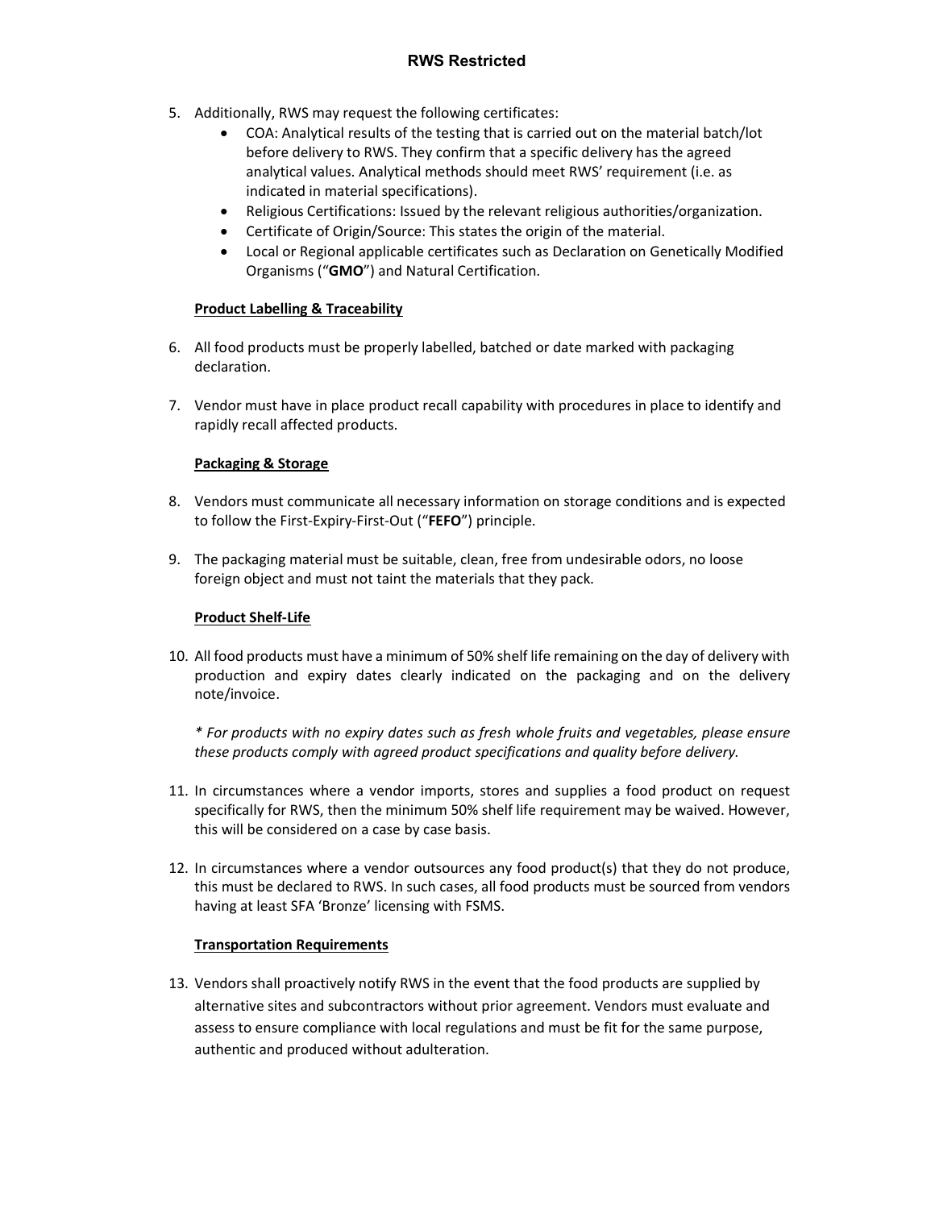5. Additionally, RWS may request the following certificates:
   - COA: Analytical results of the testing that is carried out on the material batch/lot before delivery to RWS. They confirm that a specific delivery has the agreed analytical values. Analytical methods should meet RWS' requirement (i.e. as indicated in material specifications).
   - Religious Certifications: Issued by the relevant religious authorities/organization.
   - Certificate of Origin/Source: This states the origin of the material.
   - Local or Regional applicable certificates such as Declaration on Genetically Modified Organisms ("**GMO**") and Natural Certification.

**<u>Product Labelling & Traceability</u>**

6. All food products must be properly labelled, batched or date marked with packaging declaration.

7. Vendor must have in place product recall capability with procedures in place to identify and rapidly recall affected products.

**<u>Packaging & Storage</u>**

8. Vendors must communicate all necessary information on storage conditions and is expected to follow the First-Expiry-First-Out ("**FEFO**") principle.

9. The packaging material must be suitable, clean, free from undesirable odors, no loose foreign object and must not taint the materials that they pack.

**<u>Product Shelf-Life</u>**

10. All food products must have a minimum of 50% shelf life remaining on the day of delivery with production and expiry dates clearly indicated on the packaging and on the delivery note/invoice.

    *\* For products with no expiry dates such as fresh whole fruits and vegetables, please ensure these products comply with agreed product specifications and quality before delivery.*

11. In circumstances where a vendor imports, stores and supplies a food product on request specifically for RWS, then the minimum 50% shelf life requirement may be waived. However, this will be considered on a case by case basis.

12. In circumstances where a vendor outsources any food product(s) that they do not produce, this must be declared to RWS. In such cases, all food products must be sourced from vendors having at least SFA 'Bronze' licensing with FSMS.

**<u>Transportation Requirements</u>**

13. Vendors shall proactively notify RWS in the event that the food products are supplied by alternative sites and subcontractors without prior agreement. Vendors must evaluate and assess to ensure compliance with local regulations and must be fit for the same purpose, authentic and produced without adulteration.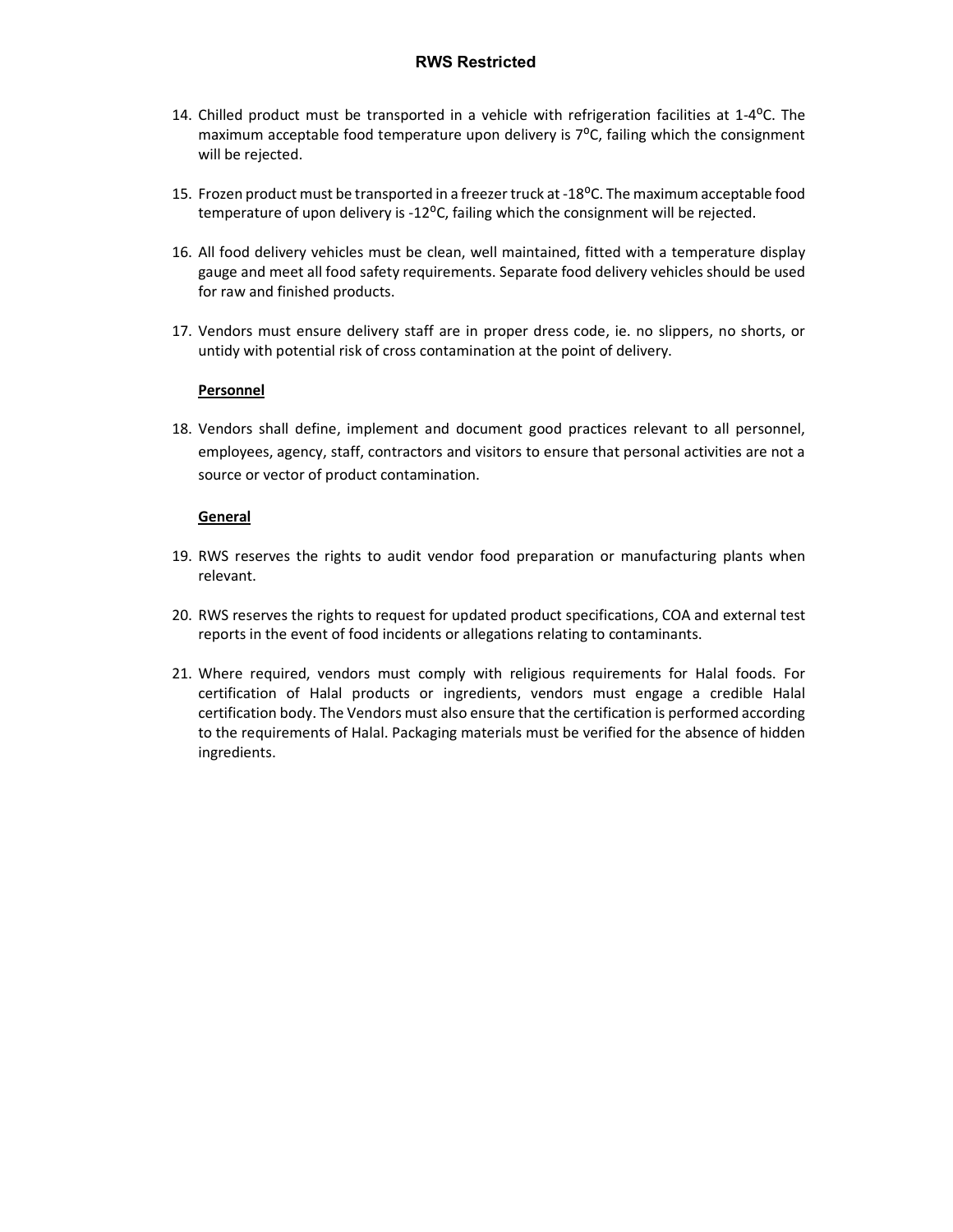14. Chilled product must be transported in a vehicle with refrigeration facilities at 1-4$^{o}$C. The maximum acceptable food temperature upon delivery is 7$^{o}$C, failing which the consignment will be rejected.

15. Frozen product must be transported in a freezer truck at -18$^{o}$C. The maximum acceptable food temperature of upon delivery is -12$^{o}$C, failing which the consignment will be rejected.

16. All food delivery vehicles must be clean, well maintained, fitted with a temperature display gauge and meet all food safety requirements. Separate food delivery vehicles should be used for raw and finished products.

17. Vendors must ensure delivery staff are in proper dress code, ie. no slippers, no shorts, or untidy with potential risk of cross contamination at the point of delivery.

**Personnel**

18. Vendors shall define, implement and document good practices relevant to all personnel, employees, agency, staff, contractors and visitors to ensure that personal activities are not a source or vector of product contamination.

**General**

19. RWS reserves the rights to audit vendor food preparation or manufacturing plants when relevant.

20. RWS reserves the rights to request for updated product specifications, COA and external test reports in the event of food incidents or allegations relating to contaminants.

21. Where required, vendors must comply with religious requirements for Halal foods. For certification of Halal products or ingredients, vendors must engage a credible Halal certification body. The Vendors must also ensure that the certification is performed according to the requirements of Halal. Packaging materials must be verified for the absence of hidden ingredients.